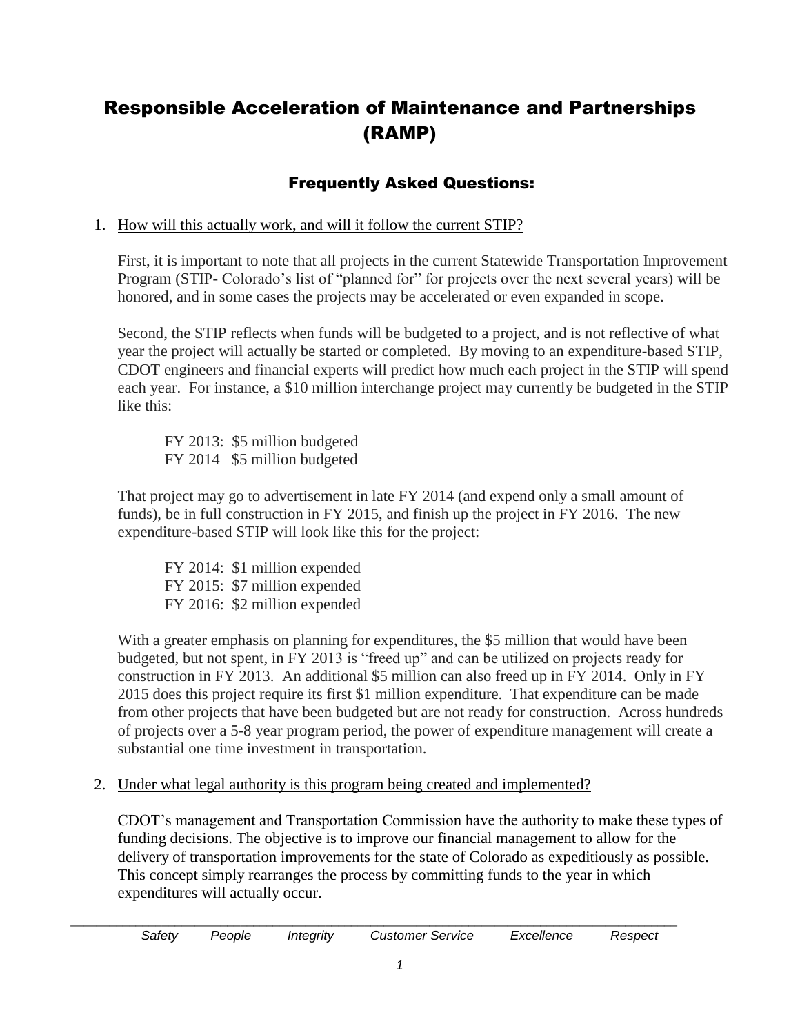# Responsible Acceleration of Maintenance and Partnerships (RAMP)

## Frequently Asked Questions:

1. How will this actually work, and will it follow the current STIP?

   First, it is important to note that all projects in the current Statewide Transportation Improvement Program (STIP- Colorado's list of "planned for" for projects over the next several years) will be honored, and in some cases the projects may be accelerated or even expanded in scope.

   Second, the STIP reflects when funds will be budgeted to a project, and is not reflective of what year the project will actually be started or completed. By moving to an expenditure-based STIP, CDOT engineers and financial experts will predict how much each project in the STIP will spend each year. For instance, a $10 million interchange project may currently be budgeted in the STIP like this:

   FY 2013: $5 million budgeted
   FY 2014 $5 million budgeted

   That project may go to advertisement in late FY 2014 (and expend only a small amount of funds), be in full construction in FY 2015, and finish up the project in FY 2016. The new expenditure-based STIP will look like this for the project:

   FY 2014: $1 million expended
   FY 2015: $7 million expended
   FY 2016: $2 million expended

   With a greater emphasis on planning for expenditures, the $5 million that would have been budgeted, but not spent, in FY 2013 is "freed up" and can be utilized on projects ready for construction in FY 2013. An additional $5 million can also freed up in FY 2014. Only in FY 2015 does this project require its first $1 million expenditure. That expenditure can be made from other projects that have been budgeted but are not ready for construction. Across hundreds of projects over a 5-8 year program period, the power of expenditure management will create a substantial one time investment in transportation.

2. Under what legal authority is this program being created and implemented?

   CDOT's management and Transportation Commission have the authority to make these types of funding decisions. The objective is to improve our financial management to allow for the delivery of transportation improvements for the state of Colorado as expeditiously as possible. This concept simply rearranges the process by committing funds to the year in which expenditures will actually occur.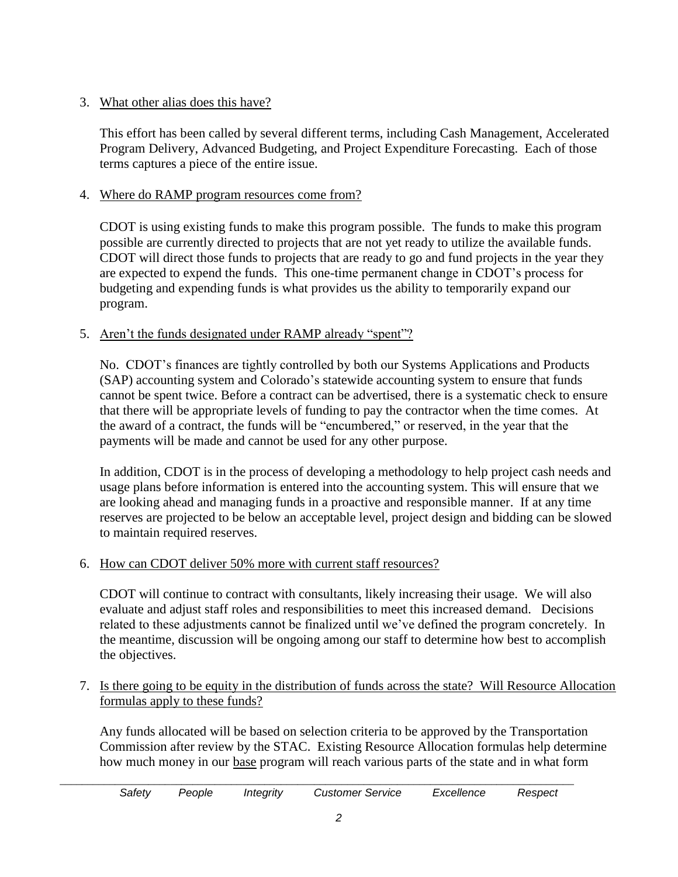3. What other alias does this have?

   This effort has been called by several different terms, including Cash Management, Accelerated Program Delivery, Advanced Budgeting, and Project Expenditure Forecasting. Each of those terms captures a piece of the entire issue.

4. Where do RAMP program resources come from?

   CDOT is using existing funds to make this program possible. The funds to make this program possible are currently directed to projects that are not yet ready to utilize the available funds. CDOT will direct those funds to projects that are ready to go and fund projects in the year they are expected to expend the funds. This one-time permanent change in CDOT's process for budgeting and expending funds is what provides us the ability to temporarily expand our program.

5. Aren't the funds designated under RAMP already "spent"?

   No. CDOT's finances are tightly controlled by both our Systems Applications and Products (SAP) accounting system and Colorado's statewide accounting system to ensure that funds cannot be spent twice. Before a contract can be advertised, there is a systematic check to ensure that there will be appropriate levels of funding to pay the contractor when the time comes. At the award of a contract, the funds will be "encumbered," or reserved, in the year that the payments will be made and cannot be used for any other purpose.

   In addition, CDOT is in the process of developing a methodology to help project cash needs and usage plans before information is entered into the accounting system. This will ensure that we are looking ahead and managing funds in a proactive and responsible manner. If at any time reserves are projected to be below an acceptable level, project design and bidding can be slowed to maintain required reserves.

6. How can CDOT deliver 50% more with current staff resources?

   CDOT will continue to contract with consultants, likely increasing their usage. We will also evaluate and adjust staff roles and responsibilities to meet this increased demand. Decisions related to these adjustments cannot be finalized until we've defined the program concretely. In the meantime, discussion will be ongoing among our staff to determine how best to accomplish the objectives.

7. Is there going to be equity in the distribution of funds across the state? Will Resource Allocation formulas apply to these funds?

   Any funds allocated will be based on selection criteria to be approved by the Transportation Commission after review by the STAC. Existing Resource Allocation formulas help determine how much money in our base program will reach various parts of the state and in what form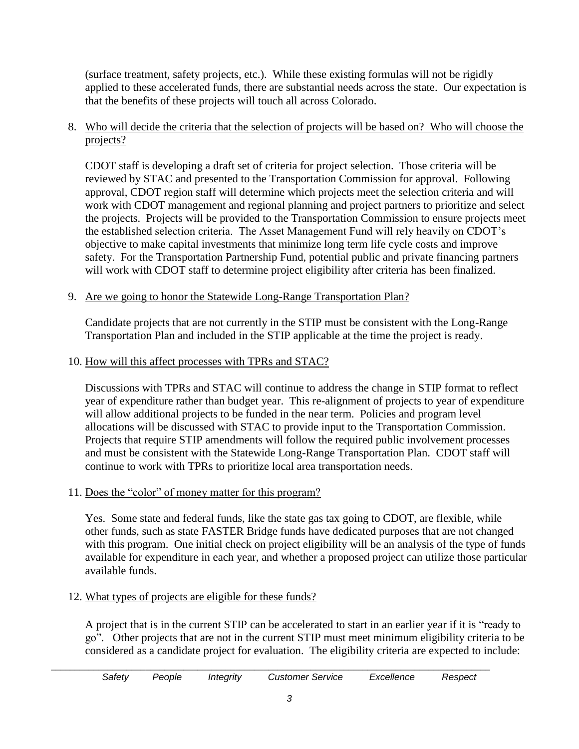(surface treatment, safety projects, etc.). While these existing formulas will not be rigidly applied to these accelerated funds, there are substantial needs across the state. Our expectation is that the benefits of these projects will touch all across Colorado.

8. Who will decide the criteria that the selection of projects will be based on? Who will choose the projects?

   CDOT staff is developing a draft set of criteria for project selection. Those criteria will be reviewed by STAC and presented to the Transportation Commission for approval. Following approval, CDOT region staff will determine which projects meet the selection criteria and will work with CDOT management and regional planning and project partners to prioritize and select the projects. Projects will be provided to the Transportation Commission to ensure projects meet the established selection criteria. The Asset Management Fund will rely heavily on CDOT's objective to make capital investments that minimize long term life cycle costs and improve safety. For the Transportation Partnership Fund, potential public and private financing partners will work with CDOT staff to determine project eligibility after criteria has been finalized.

9. Are we going to honor the Statewide Long-Range Transportation Plan?

   Candidate projects that are not currently in the STIP must be consistent with the Long-Range Transportation Plan and included in the STIP applicable at the time the project is ready.

10. How will this affect processes with TPRs and STAC?

    Discussions with TPRs and STAC will continue to address the change in STIP format to reflect year of expenditure rather than budget year. This re-alignment of projects to year of expenditure will allow additional projects to be funded in the near term. Policies and program level allocations will be discussed with STAC to provide input to the Transportation Commission. Projects that require STIP amendments will follow the required public involvement processes and must be consistent with the Statewide Long-Range Transportation Plan. CDOT staff will continue to work with TPRs to prioritize local area transportation needs.

11. Does the "color" of money matter for this program?

    Yes. Some state and federal funds, like the state gas tax going to CDOT, are flexible, while other funds, such as state FASTER Bridge funds have dedicated purposes that are not changed with this program. One initial check on project eligibility will be an analysis of the type of funds available for expenditure in each year, and whether a proposed project can utilize those particular available funds.

12. What types of projects are eligible for these funds?

    A project that is in the current STIP can be accelerated to start in an earlier year if it is "ready to go". Other projects that are not in the current STIP must meet minimum eligibility criteria to be considered as a candidate project for evaluation. The eligibility criteria are expected to include: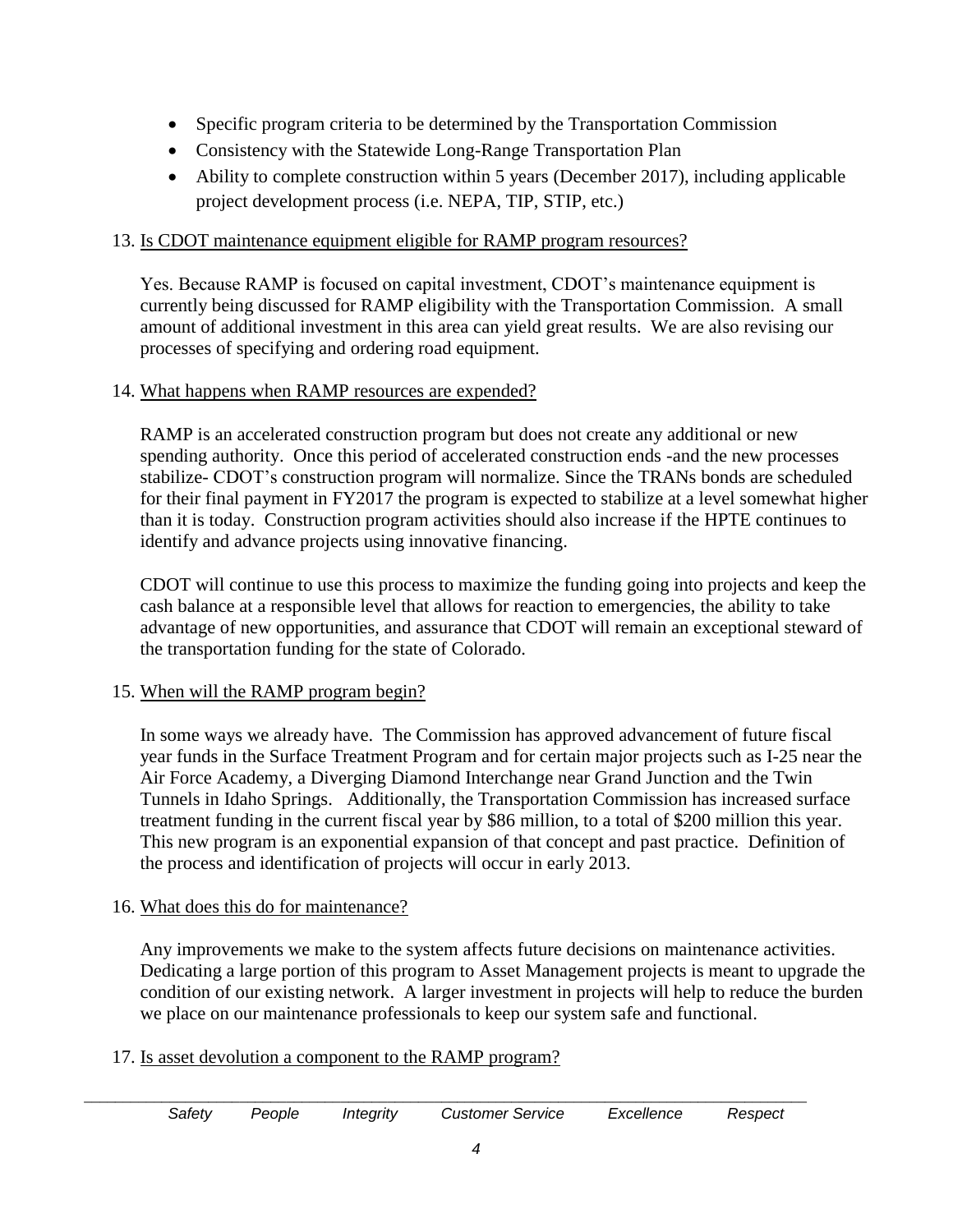- Specific program criteria to be determined by the Transportation Commission
- Consistency with the Statewide Long-Range Transportation Plan
- Ability to complete construction within 5 years (December 2017), including applicable project development process (i.e. NEPA, TIP, STIP, etc.)

13. Is CDOT maintenance equipment eligible for RAMP program resources?

Yes. Because RAMP is focused on capital investment, CDOT's maintenance equipment is currently being discussed for RAMP eligibility with the Transportation Commission. A small amount of additional investment in this area can yield great results. We are also revising our processes of specifying and ordering road equipment.

14. What happens when RAMP resources are expended?

RAMP is an accelerated construction program but does not create any additional or new spending authority. Once this period of accelerated construction ends -and the new processes stabilize- CDOT's construction program will normalize. Since the TRANs bonds are scheduled for their final payment in FY2017 the program is expected to stabilize at a level somewhat higher than it is today. Construction program activities should also increase if the HPTE continues to identify and advance projects using innovative financing.

CDOT will continue to use this process to maximize the funding going into projects and keep the cash balance at a responsible level that allows for reaction to emergencies, the ability to take advantage of new opportunities, and assurance that CDOT will remain an exceptional steward of the transportation funding for the state of Colorado.

15. When will the RAMP program begin?

In some ways we already have. The Commission has approved advancement of future fiscal year funds in the Surface Treatment Program and for certain major projects such as I-25 near the Air Force Academy, a Diverging Diamond Interchange near Grand Junction and the Twin Tunnels in Idaho Springs. Additionally, the Transportation Commission has increased surface treatment funding in the current fiscal year by $86 million, to a total of $200 million this year. This new program is an exponential expansion of that concept and past practice. Definition of the process and identification of projects will occur in early 2013.

16. What does this do for maintenance?

Any improvements we make to the system affects future decisions on maintenance activities. Dedicating a large portion of this program to Asset Management projects is meant to upgrade the condition of our existing network. A larger investment in projects will help to reduce the burden we place on our maintenance professionals to keep our system safe and functional.

17. Is asset devolution a component to the RAMP program?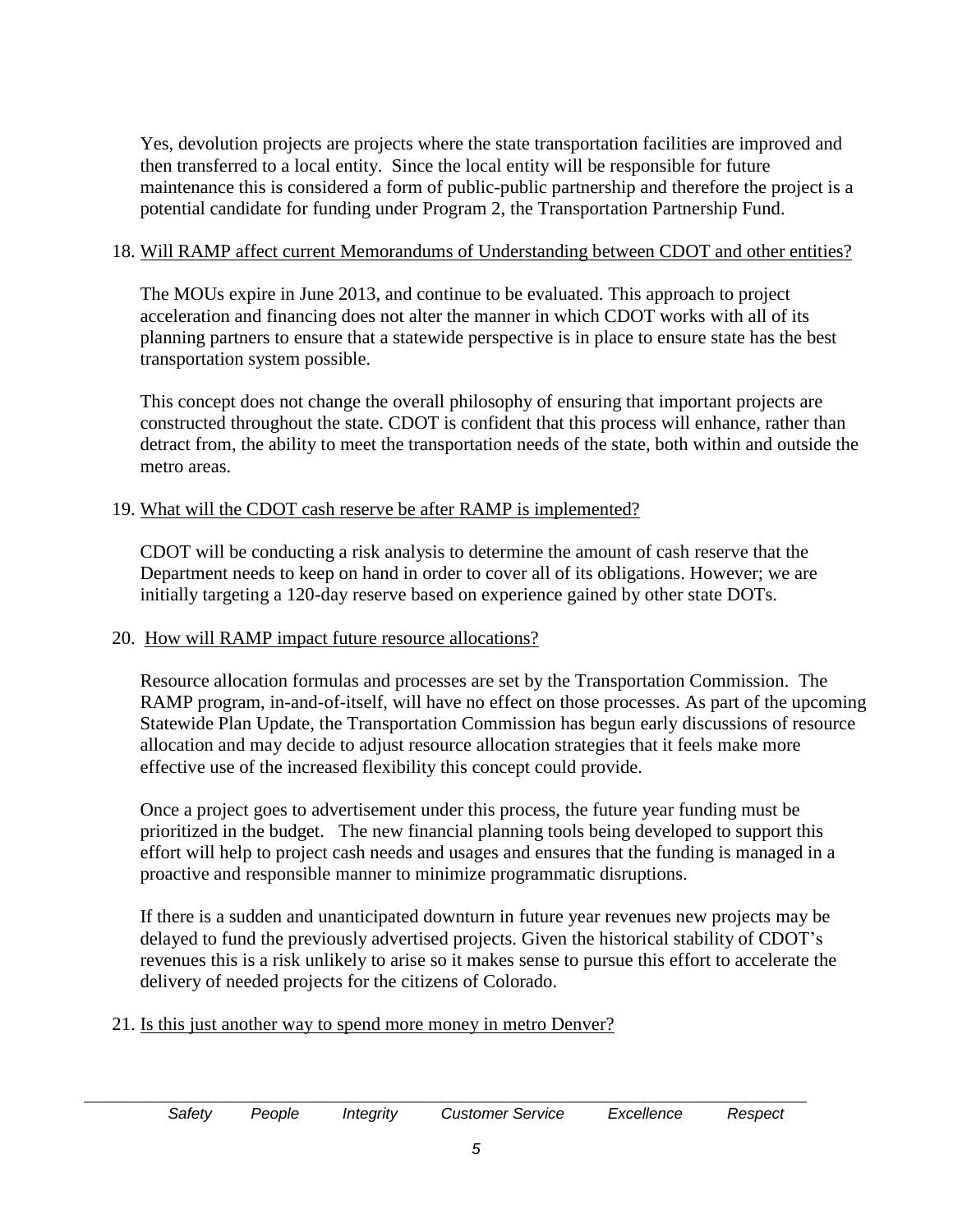Yes, devolution projects are projects where the state transportation facilities are improved and then transferred to a local entity. Since the local entity will be responsible for future maintenance this is considered a form of public-public partnership and therefore the project is a potential candidate for funding under Program 2, the Transportation Partnership Fund.

18. <u>Will RAMP affect current Memorandums of Understanding between CDOT and other entities?</u>

    The MOUs expire in June 2013, and continue to be evaluated. This approach to project acceleration and financing does not alter the manner in which CDOT works with all of its planning partners to ensure that a statewide perspective is in place to ensure state has the best transportation system possible.

    This concept does not change the overall philosophy of ensuring that important projects are constructed throughout the state. CDOT is confident that this process will enhance, rather than detract from, the ability to meet the transportation needs of the state, both within and outside the metro areas.

19. <u>What will the CDOT cash reserve be after RAMP is implemented?</u>

    CDOT will be conducting a risk analysis to determine the amount of cash reserve that the Department needs to keep on hand in order to cover all of its obligations. However; we are initially targeting a 120-day reserve based on experience gained by other state DOTs.

20. <u>How will RAMP impact future resource allocations?</u>

    Resource allocation formulas and processes are set by the Transportation Commission. The RAMP program, in-and-of-itself, will have no effect on those processes. As part of the upcoming Statewide Plan Update, the Transportation Commission has begun early discussions of resource allocation and may decide to adjust resource allocation strategies that it feels make more effective use of the increased flexibility this concept could provide.

    Once a project goes to advertisement under this process, the future year funding must be prioritized in the budget. The new financial planning tools being developed to support this effort will help to project cash needs and usages and ensures that the funding is managed in a proactive and responsible manner to minimize programmatic disruptions.

    If there is a sudden and unanticipated downturn in future year revenues new projects may be delayed to fund the previously advertised projects. Given the historical stability of CDOT's revenues this is a risk unlikely to arise so it makes sense to pursue this effort to accelerate the delivery of needed projects for the citizens of Colorado.

21. <u>Is this just another way to spend more money in metro Denver?</u>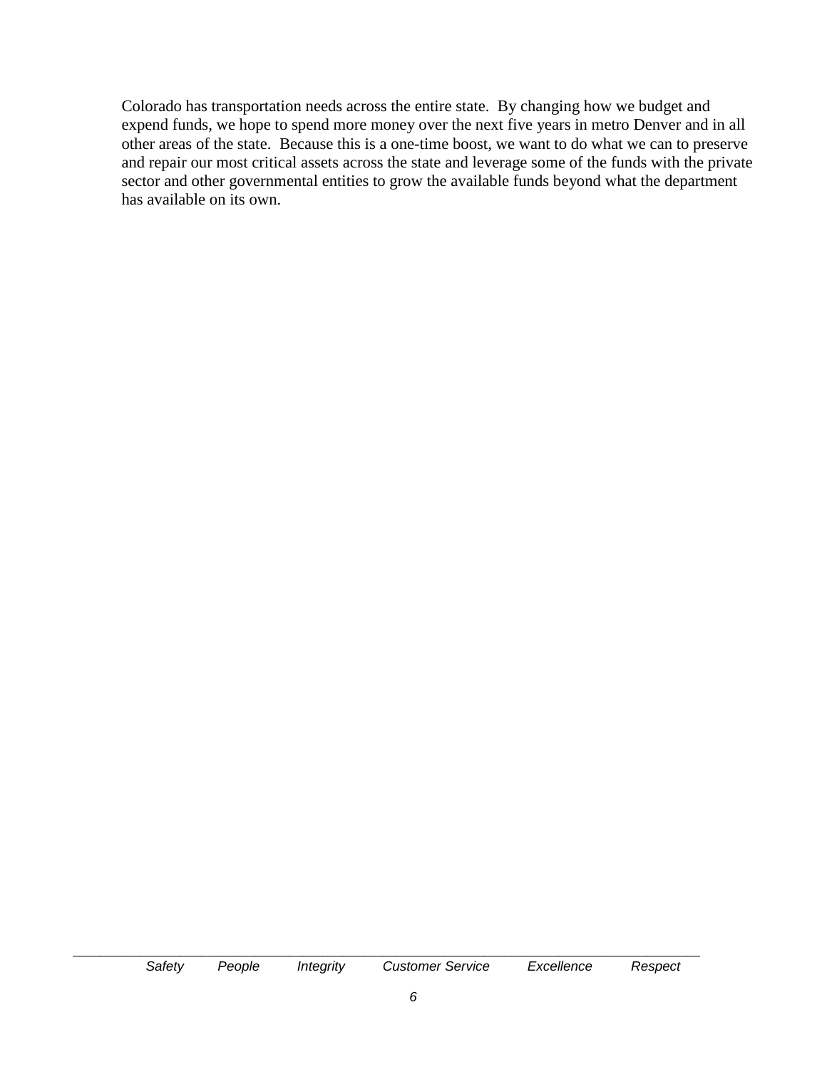Colorado has transportation needs across the entire state. By changing how we budget and expend funds, we hope to spend more money over the next five years in metro Denver and in all other areas of the state. Because this is a one-time boost, we want to do what we can to preserve and repair our most critical assets across the state and leverage some of the funds with the private sector and other governmental entities to grow the available funds beyond what the department has available on its own.